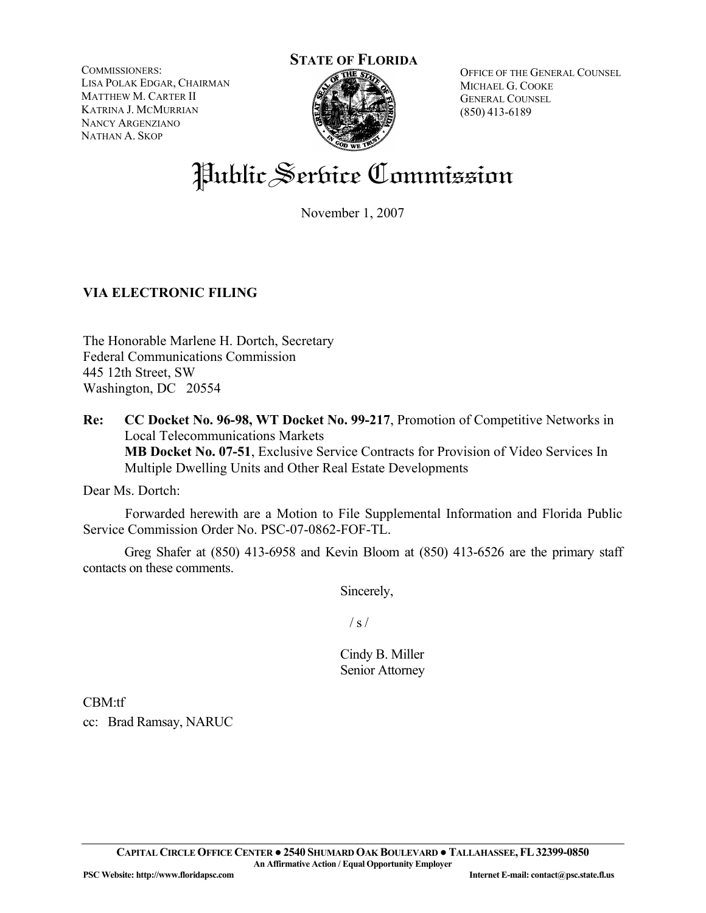COMMISSIONERS:
LISA POLAK EDGAR, CHAIRMAN
MATTHEW M. CARTER II
KATRINA J. MCMURRIAN
NANCY ARGENZIANO
NATHAN A. SKOP

**STATE OF FLORIDA**

OFFICE OF THE GENERAL COUNSEL
MICHAEL G. COOKE
GENERAL COUNSEL
(850) 413-6189

# Public Service Commission

November 1, 2007

**VIA ELECTRONIC FILING**

The Honorable Marlene H. Dortch, Secretary
Federal Communications Commission
445 12th Street, SW
Washington, DC 20554

**Re: CC Docket No. 96-98, WT Docket No. 99-217**, Promotion of Competitive Networks in Local Telecommunications Markets
**MB Docket No. 07-51**, Exclusive Service Contracts for Provision of Video Services In Multiple Dwelling Units and Other Real Estate Developments

Dear Ms. Dortch:

Forwarded herewith are a Motion to File Supplemental Information and Florida Public Service Commission Order No. PSC-07-0862-FOF-TL.

Greg Shafer at (850) 413-6958 and Kevin Bloom at (850) 413-6526 are the primary staff contacts on these comments.

Sincerely,

/ s /

Cindy B. Miller
Senior Attorney

CBM:tf
cc: Brad Ramsay, NARUC

**CAPITAL CIRCLE OFFICE CENTER ● 2540 SHUMARD OAK BOULEVARD ● TALLAHASSEE, FL 32399-0850**
**An Affirmative Action / Equal Opportunity Employer**
**PSC Website: http://www.floridapsc.com** **Internet E-mail: contact@psc.state.fl.us**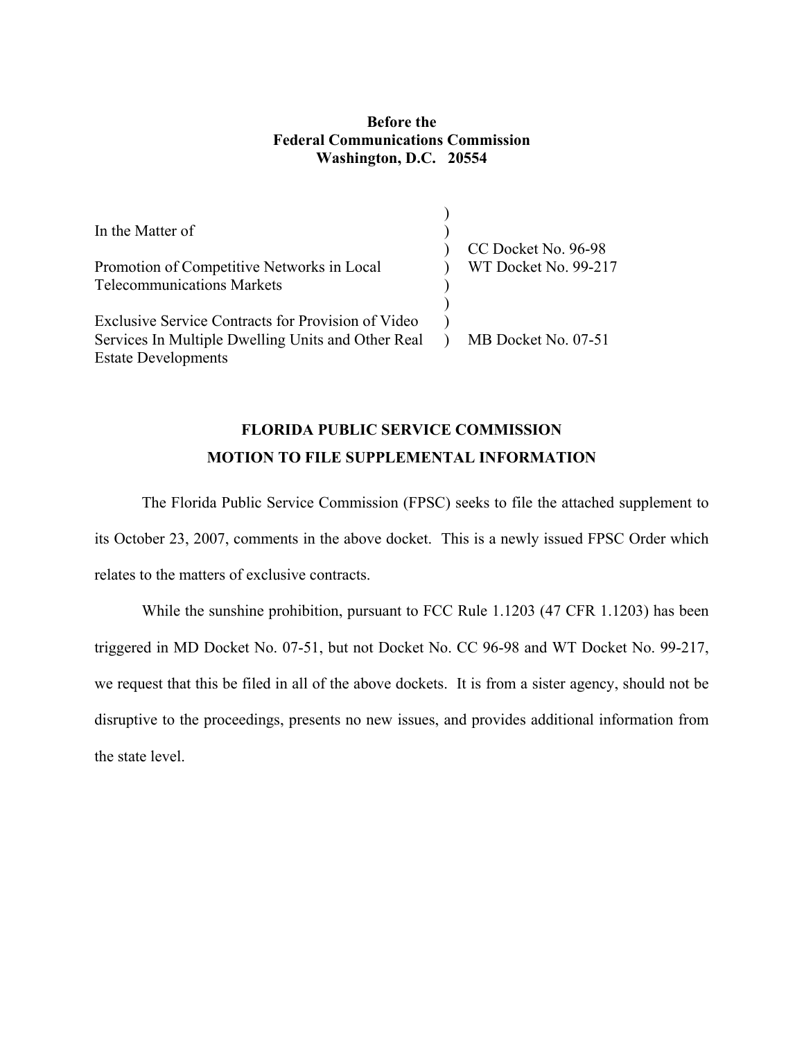**Before the**
**Federal Communications Commission**
**Washington, D.C. 20554**

| | | |
|---|---|---|
| In the Matter of | ) | |
| | ) | CC Docket No. 96-98 |
| Promotion of Competitive Networks in Local Telecommunications Markets | ) | WT Docket No. 99-217 |
| | ) | |
| Exclusive Service Contracts for Provision of Video Services In Multiple Dwelling Units and Other Real Estate Developments | ) | MB Docket No. 07-51 |

**FLORIDA PUBLIC SERVICE COMMISSION**
**MOTION TO FILE SUPPLEMENTAL INFORMATION**

The Florida Public Service Commission (FPSC) seeks to file the attached supplement to its October 23, 2007, comments in the above docket. This is a newly issued FPSC Order which relates to the matters of exclusive contracts.

While the sunshine prohibition, pursuant to FCC Rule 1.1203 (47 CFR 1.1203) has been triggered in MD Docket No. 07-51, but not Docket No. CC 96-98 and WT Docket No. 99-217, we request that this be filed in all of the above dockets. It is from a sister agency, should not be disruptive to the proceedings, presents no new issues, and provides additional information from the state level.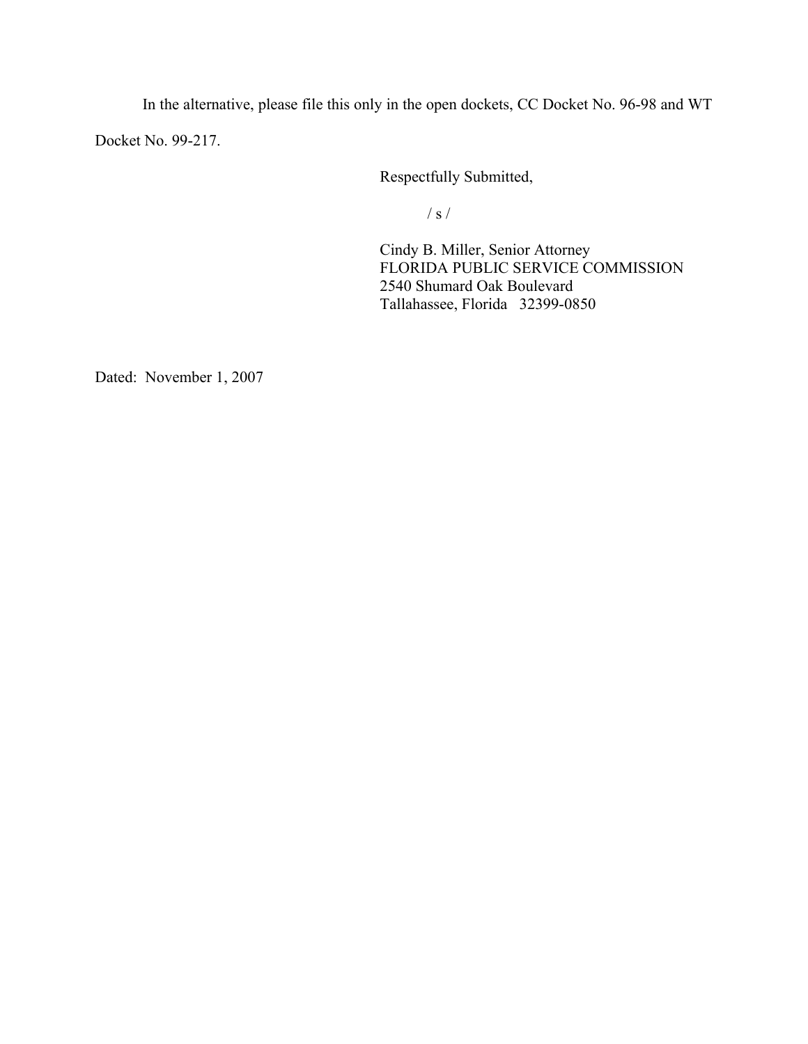In the alternative, please file this only in the open dockets, CC Docket No. 96-98 and WT Docket No. 99-217.

Respectfully Submitted,

/ s /

Cindy B. Miller, Senior Attorney  
FLORIDA PUBLIC SERVICE COMMISSION  
2540 Shumard Oak Boulevard  
Tallahassee, Florida 32399-0850

Dated: November 1, 2007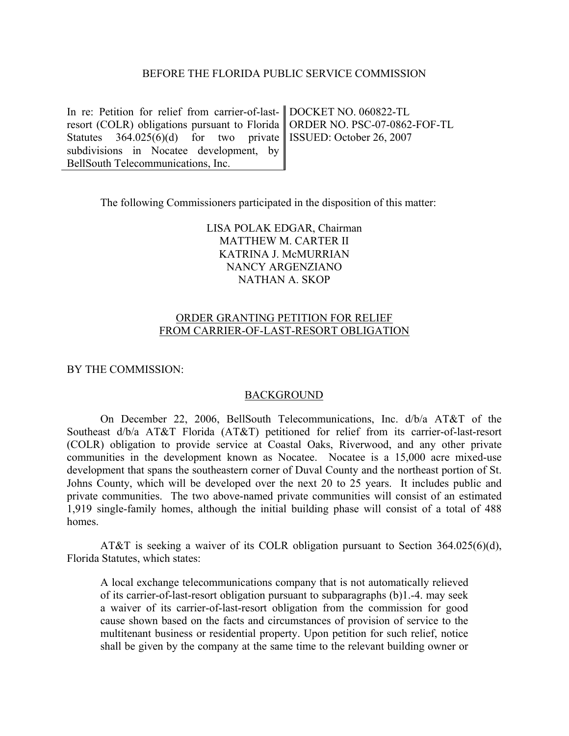BEFORE THE FLORIDA PUBLIC SERVICE COMMISSION

| In re: Petition for relief from carrier-of-last-resort (COLR) obligations pursuant to Florida Statutes 364.025(6)(d) for two private subdivisions in Nocatee development, by BellSouth Telecommunications, Inc. | DOCKET NO. 060822-TL<br>ORDER NO. PSC-07-0862-FOF-TL<br>ISSUED: October 26, 2007 |
|---|---|

The following Commissioners participated in the disposition of this matter:

LISA POLAK EDGAR, Chairman
MATTHEW M. CARTER II
KATRINA J. McMURRIAN
NANCY ARGENZIANO
NATHAN A. SKOP

## ORDER GRANTING PETITION FOR RELIEF FROM CARRIER-OF-LAST-RESORT OBLIGATION

BY THE COMMISSION:

### BACKGROUND

On December 22, 2006, BellSouth Telecommunications, Inc. d/b/a AT&T of the Southeast d/b/a AT&T Florida (AT&T) petitioned for relief from its carrier-of-last-resort (COLR) obligation to provide service at Coastal Oaks, Riverwood, and any other private communities in the development known as Nocatee. Nocatee is a 15,000 acre mixed-use development that spans the southeastern corner of Duval County and the northeast portion of St. Johns County, which will be developed over the next 20 to 25 years. It includes public and private communities. The two above-named private communities will consist of an estimated 1,919 single-family homes, although the initial building phase will consist of a total of 488 homes.

AT&T is seeking a waiver of its COLR obligation pursuant to Section 364.025(6)(d), Florida Statutes, which states:

> A local exchange telecommunications company that is not automatically relieved of its carrier-of-last-resort obligation pursuant to subparagraphs (b)1.-4. may seek a waiver of its carrier-of-last-resort obligation from the commission for good cause shown based on the facts and circumstances of provision of service to the multitenant business or residential property. Upon petition for such relief, notice shall be given by the company at the same time to the relevant building owner or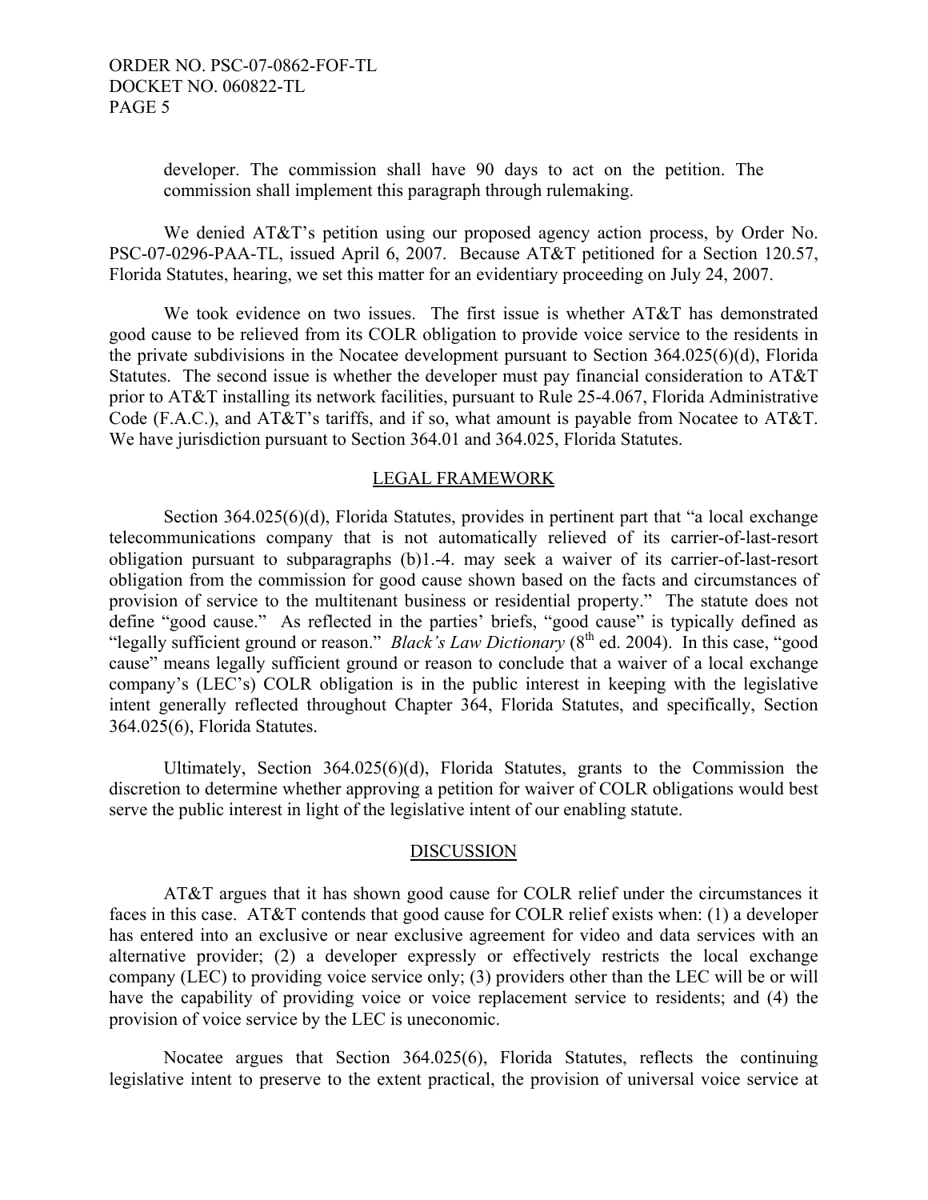developer. The commission shall have 90 days to act on the petition. The commission shall implement this paragraph through rulemaking.

We denied AT&T's petition using our proposed agency action process, by Order No. PSC-07-0296-PAA-TL, issued April 6, 2007. Because AT&T petitioned for a Section 120.57, Florida Statutes, hearing, we set this matter for an evidentiary proceeding on July 24, 2007.

We took evidence on two issues. The first issue is whether AT&T has demonstrated good cause to be relieved from its COLR obligation to provide voice service to the residents in the private subdivisions in the Nocatee development pursuant to Section 364.025(6)(d), Florida Statutes. The second issue is whether the developer must pay financial consideration to AT&T prior to AT&T installing its network facilities, pursuant to Rule 25-4.067, Florida Administrative Code (F.A.C.), and AT&T's tariffs, and if so, what amount is payable from Nocatee to AT&T. We have jurisdiction pursuant to Section 364.01 and 364.025, Florida Statutes.

## LEGAL FRAMEWORK

Section 364.025(6)(d), Florida Statutes, provides in pertinent part that "a local exchange telecommunications company that is not automatically relieved of its carrier-of-last-resort obligation pursuant to subparagraphs (b)1.-4. may seek a waiver of its carrier-of-last-resort obligation from the commission for good cause shown based on the facts and circumstances of provision of service to the multitenant business or residential property." The statute does not define "good cause." As reflected in the parties' briefs, "good cause" is typically defined as "legally sufficient ground or reason." *Black's Law Dictionary* (8th ed. 2004). In this case, "good cause" means legally sufficient ground or reason to conclude that a waiver of a local exchange company's (LEC's) COLR obligation is in the public interest in keeping with the legislative intent generally reflected throughout Chapter 364, Florida Statutes, and specifically, Section 364.025(6), Florida Statutes.

Ultimately, Section 364.025(6)(d), Florida Statutes, grants to the Commission the discretion to determine whether approving a petition for waiver of COLR obligations would best serve the public interest in light of the legislative intent of our enabling statute.

## DISCUSSION

AT&T argues that it has shown good cause for COLR relief under the circumstances it faces in this case. AT&T contends that good cause for COLR relief exists when: (1) a developer has entered into an exclusive or near exclusive agreement for video and data services with an alternative provider; (2) a developer expressly or effectively restricts the local exchange company (LEC) to providing voice service only; (3) providers other than the LEC will be or will have the capability of providing voice or voice replacement service to residents; and (4) the provision of voice service by the LEC is uneconomic.

Nocatee argues that Section 364.025(6), Florida Statutes, reflects the continuing legislative intent to preserve to the extent practical, the provision of universal voice service at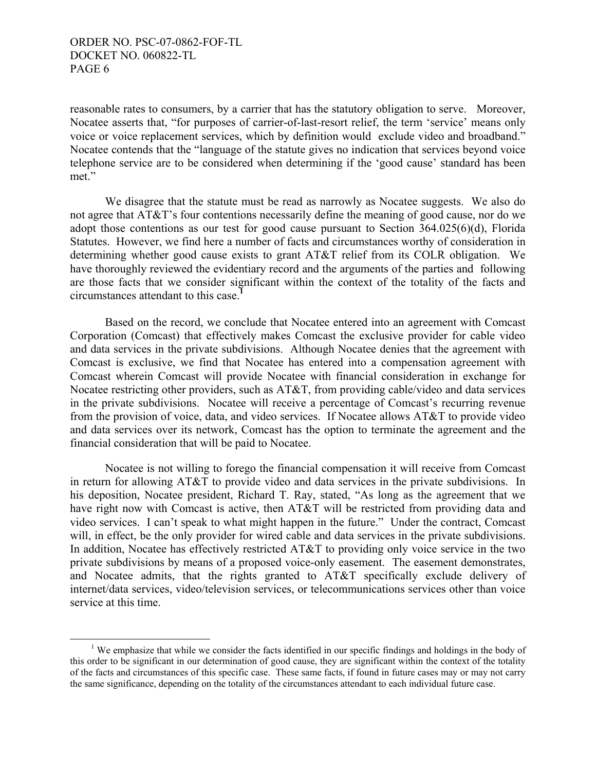reasonable rates to consumers, by a carrier that has the statutory obligation to serve. Moreover, Nocatee asserts that, "for purposes of carrier-of-last-resort relief, the term 'service' means only voice or voice replacement services, which by definition would exclude video and broadband." Nocatee contends that the "language of the statute gives no indication that services beyond voice telephone service are to be considered when determining if the 'good cause' standard has been met."

We disagree that the statute must be read as narrowly as Nocatee suggests. We also do not agree that AT&T's four contentions necessarily define the meaning of good cause, nor do we adopt those contentions as our test for good cause pursuant to Section 364.025(6)(d), Florida Statutes. However, we find here a number of facts and circumstances worthy of consideration in determining whether good cause exists to grant AT&T relief from its COLR obligation. We have thoroughly reviewed the evidentiary record and the arguments of the parties and following are those facts that we consider significant within the context of the totality of the facts and circumstances attendant to this case.[1]

Based on the record, we conclude that Nocatee entered into an agreement with Comcast Corporation (Comcast) that effectively makes Comcast the exclusive provider for cable video and data services in the private subdivisions. Although Nocatee denies that the agreement with Comcast is exclusive, we find that Nocatee has entered into a compensation agreement with Comcast wherein Comcast will provide Nocatee with financial consideration in exchange for Nocatee restricting other providers, such as AT&T, from providing cable/video and data services in the private subdivisions. Nocatee will receive a percentage of Comcast's recurring revenue from the provision of voice, data, and video services. If Nocatee allows AT&T to provide video and data services over its network, Comcast has the option to terminate the agreement and the financial consideration that will be paid to Nocatee.

Nocatee is not willing to forego the financial compensation it will receive from Comcast in return for allowing AT&T to provide video and data services in the private subdivisions. In his deposition, Nocatee president, Richard T. Ray, stated, "As long as the agreement that we have right now with Comcast is active, then AT&T will be restricted from providing data and video services. I can't speak to what might happen in the future." Under the contract, Comcast will, in effect, be the only provider for wired cable and data services in the private subdivisions. In addition, Nocatee has effectively restricted AT&T to providing only voice service in the two private subdivisions by means of a proposed voice-only easement. The easement demonstrates, and Nocatee admits, that the rights granted to AT&T specifically exclude delivery of internet/data services, video/television services, or telecommunications services other than voice service at this time.

[1] We emphasize that while we consider the facts identified in our specific findings and holdings in the body of this order to be significant in our determination of good cause, they are significant within the context of the totality of the facts and circumstances of this specific case. These same facts, if found in future cases may or may not carry the same significance, depending on the totality of the circumstances attendant to each individual future case.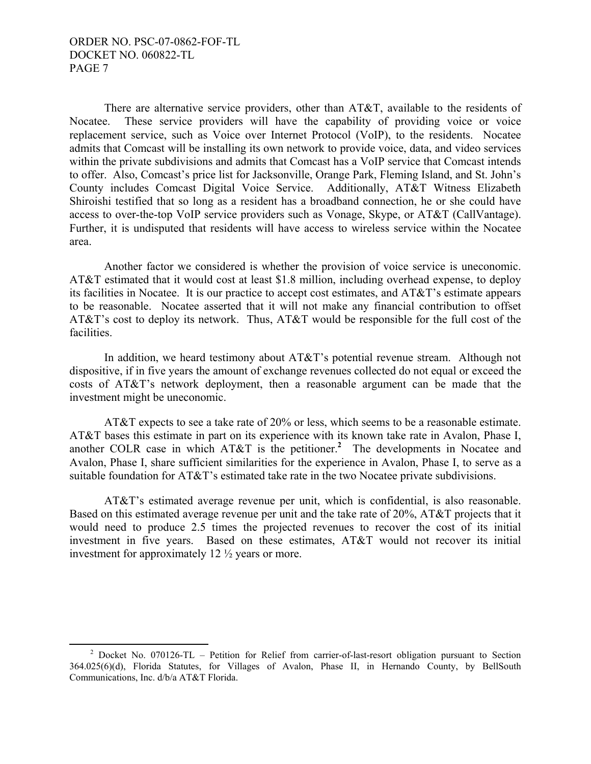There are alternative service providers, other than AT&T, available to the residents of Nocatee. These service providers will have the capability of providing voice or voice replacement service, such as Voice over Internet Protocol (VoIP), to the residents. Nocatee admits that Comcast will be installing its own network to provide voice, data, and video services within the private subdivisions and admits that Comcast has a VoIP service that Comcast intends to offer. Also, Comcast's price list for Jacksonville, Orange Park, Fleming Island, and St. John's County includes Comcast Digital Voice Service. Additionally, AT&T Witness Elizabeth Shiroishi testified that so long as a resident has a broadband connection, he or she could have access to over-the-top VoIP service providers such as Vonage, Skype, or AT&T (CallVantage). Further, it is undisputed that residents will have access to wireless service within the Nocatee area.

Another factor we considered is whether the provision of voice service is uneconomic. AT&T estimated that it would cost at least $1.8 million, including overhead expense, to deploy its facilities in Nocatee. It is our practice to accept cost estimates, and AT&T's estimate appears to be reasonable. Nocatee asserted that it will not make any financial contribution to offset AT&T's cost to deploy its network. Thus, AT&T would be responsible for the full cost of the facilities.

In addition, we heard testimony about AT&T's potential revenue stream. Although not dispositive, if in five years the amount of exchange revenues collected do not equal or exceed the costs of AT&T's network deployment, then a reasonable argument can be made that the investment might be uneconomic.

AT&T expects to see a take rate of 20% or less, which seems to be a reasonable estimate. AT&T bases this estimate in part on its experience with its known take rate in Avalon, Phase I, another COLR case in which AT&T is the petitioner.[2] The developments in Nocatee and Avalon, Phase I, share sufficient similarities for the experience in Avalon, Phase I, to serve as a suitable foundation for AT&T's estimated take rate in the two Nocatee private subdivisions.

AT&T's estimated average revenue per unit, which is confidential, is also reasonable. Based on this estimated average revenue per unit and the take rate of 20%, AT&T projects that it would need to produce 2.5 times the projected revenues to recover the cost of its initial investment in five years. Based on these estimates, AT&T would not recover its initial investment for approximately 12 ½ years or more.

---

[2] Docket No. 070126-TL – Petition for Relief from carrier-of-last-resort obligation pursuant to Section 364.025(6)(d), Florida Statutes, for Villages of Avalon, Phase II, in Hernando County, by BellSouth Communications, Inc. d/b/a AT&T Florida.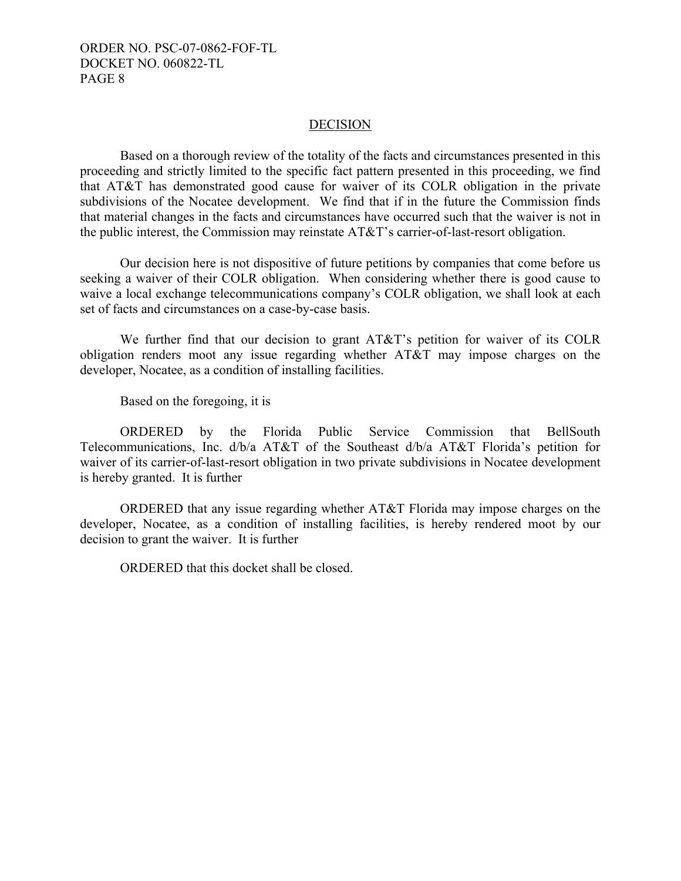## DECISION

Based on a thorough review of the totality of the facts and circumstances presented in this proceeding and strictly limited to the specific fact pattern presented in this proceeding, we find that AT&T has demonstrated good cause for waiver of its COLR obligation in the private subdivisions of the Nocatee development. We find that if in the future the Commission finds that material changes in the facts and circumstances have occurred such that the waiver is not in the public interest, the Commission may reinstate AT&T's carrier-of-last-resort obligation.

Our decision here is not dispositive of future petitions by companies that come before us seeking a waiver of their COLR obligation. When considering whether there is good cause to waive a local exchange telecommunications company's COLR obligation, we shall look at each set of facts and circumstances on a case-by-case basis.

We further find that our decision to grant AT&T's petition for waiver of its COLR obligation renders moot any issue regarding whether AT&T may impose charges on the developer, Nocatee, as a condition of installing facilities.

Based on the foregoing, it is

ORDERED by the Florida Public Service Commission that BellSouth Telecommunications, Inc. d/b/a AT&T of the Southeast d/b/a AT&T Florida's petition for waiver of its carrier-of-last-resort obligation in two private subdivisions in Nocatee development is hereby granted. It is further

ORDERED that any issue regarding whether AT&T Florida may impose charges on the developer, Nocatee, as a condition of installing facilities, is hereby rendered moot by our decision to grant the waiver. It is further

ORDERED that this docket shall be closed.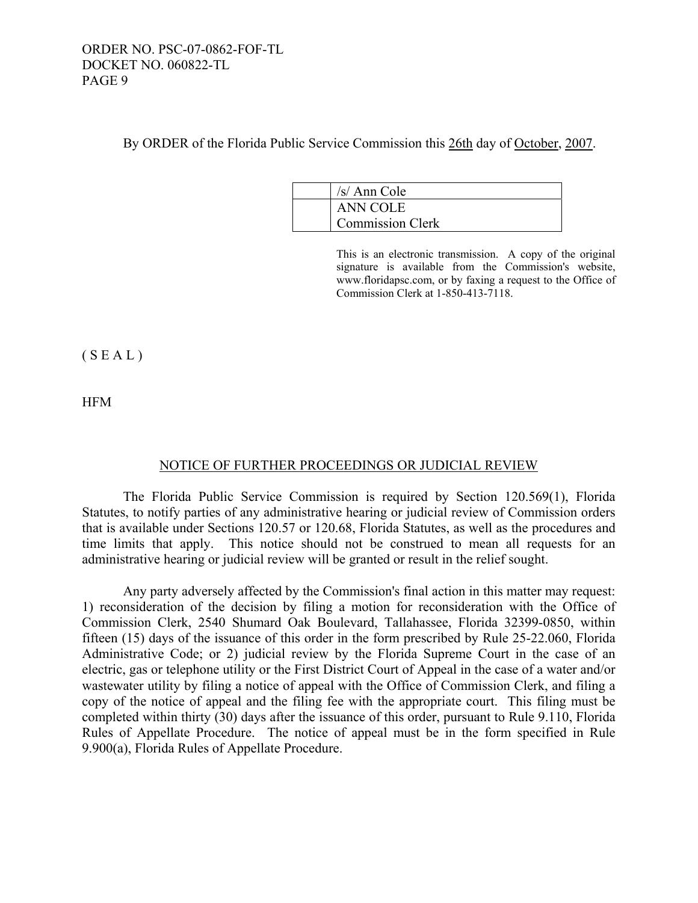By ORDER of the Florida Public Service Commission this 26th day of October, 2007.

| | |
|---|---|
| | /s/ Ann Cole |
| | ANN COLE<br>Commission Clerk |

This is an electronic transmission. A copy of the original signature is available from the Commission's website, www.floridapsc.com, or by faxing a request to the Office of Commission Clerk at 1-850-413-7118.

( S E A L )

HFM

## NOTICE OF FURTHER PROCEEDINGS OR JUDICIAL REVIEW

The Florida Public Service Commission is required by Section 120.569(1), Florida Statutes, to notify parties of any administrative hearing or judicial review of Commission orders that is available under Sections 120.57 or 120.68, Florida Statutes, as well as the procedures and time limits that apply. This notice should not be construed to mean all requests for an administrative hearing or judicial review will be granted or result in the relief sought.

Any party adversely affected by the Commission's final action in this matter may request: 1) reconsideration of the decision by filing a motion for reconsideration with the Office of Commission Clerk, 2540 Shumard Oak Boulevard, Tallahassee, Florida 32399-0850, within fifteen (15) days of the issuance of this order in the form prescribed by Rule 25-22.060, Florida Administrative Code; or 2) judicial review by the Florida Supreme Court in the case of an electric, gas or telephone utility or the First District Court of Appeal in the case of a water and/or wastewater utility by filing a notice of appeal with the Office of Commission Clerk, and filing a copy of the notice of appeal and the filing fee with the appropriate court. This filing must be completed within thirty (30) days after the issuance of this order, pursuant to Rule 9.110, Florida Rules of Appellate Procedure. The notice of appeal must be in the form specified in Rule 9.900(a), Florida Rules of Appellate Procedure.